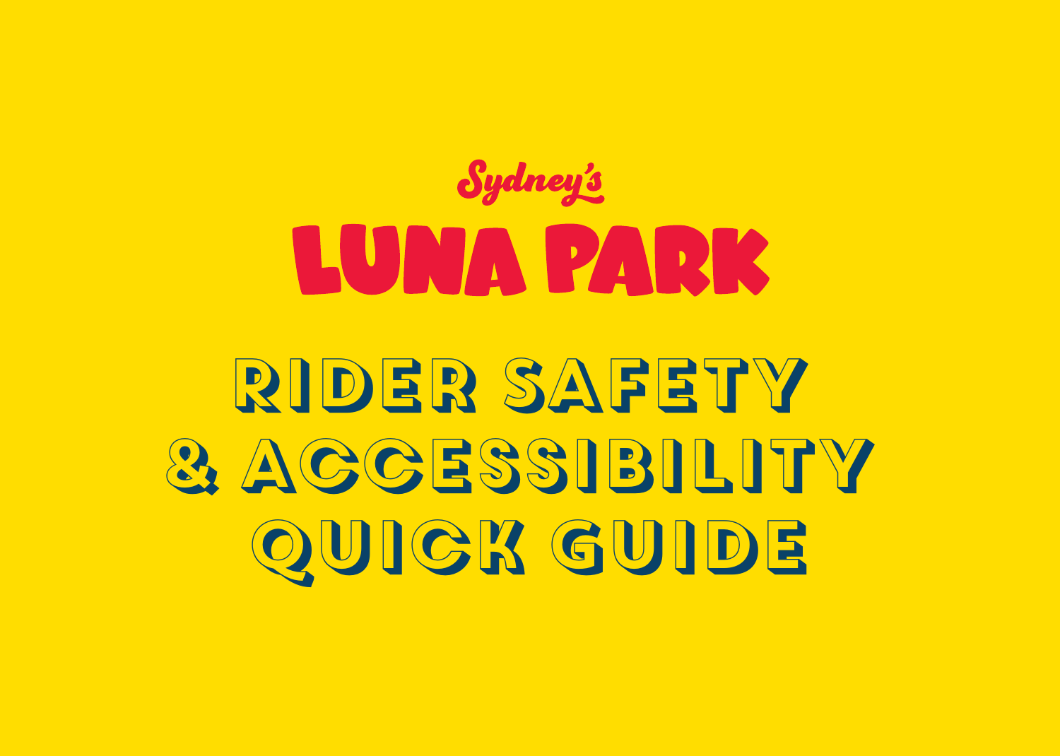Sydney's

# LUNA PARK

# RIDER SAFETY & ACCESSIBILITY QUICK GUIDE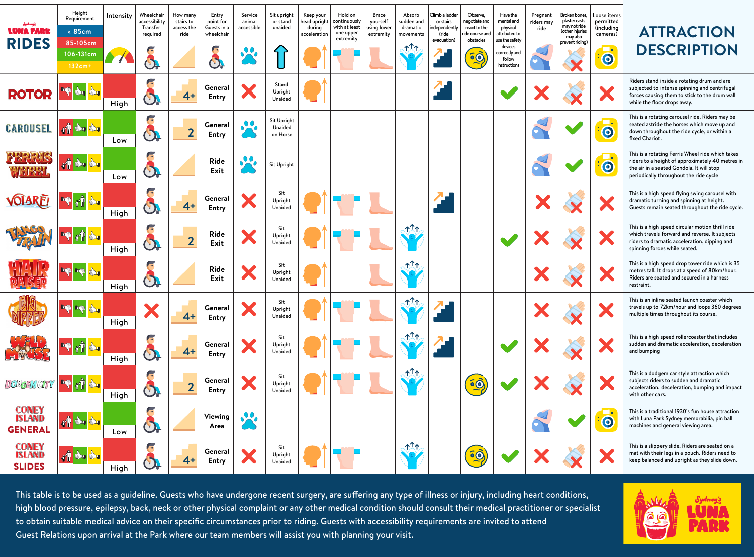# Sydney's LUNA PARK RIDES

| Ride | Height Requirement (< 85cm / 85-105cm / 106-131cm / 132cm+) | Intensity | Wheelchair accessibility Transfer required | How many stairs to access the ride | Entry point for Guests in a wheelchair | Service animal accessible | Sit upright or stand unaided | Keep your head upright during acceleration | Hold on continuously with at least one upper extremity | Brace yourself using lower extremity | Absorb sudden and dramatic movements | Climb a ladder or stairs independently (ride evacuation) | Observe, negotiate and react to the ride course and obstacles | Have the mental and physical attributed to use the safety devices correctly and follow instructions | Pregnant riders may ride | Broken bones, plaster casts may not ride (other injuries may also prevent riding) | Loose items permitted (including cameras) | ATTRACTION DESCRIPTION |
|---|---|---|---|---|---|---|---|---|---|---|---|---|---|---|---|---|---|---|
| ROTOR | | High | ✓ | 4+ | General Entry | ✗ | Stand Upright Unaided | ✓ | | | | ✓ | | ✓ | ✗ | ✗ | ✗ | Riders stand inside a rotating drum and are subjected to intense spinning and centrifugal forces causing them to stick to the drum wall while the floor drops away. |
| CAROUSEL | | Low | ✓ | 2 | General Entry | ✓ | Sit Upright Unaided on Horse | | | | | | | | ✓ | ✓ | ✓ | This is a rotating carousel ride. Riders may be seated astride the horses which move up and down throughout the ride cycle, or within a fixed Chariot. |
| FERRIS WHEEL | | Low | ✓ | | Ride Exit | ✓ | Sit Upright | | | | | | | | ✓ | ✓ | ✓ | This is a rotating Ferris Wheel ride which takes riders to a height of approximately 40 metres in the air in a seated Gondola. It will stop periodically throughout the ride cycle |
| VOLARE | | High | ✓ | 4+ | General Entry | ✗ | Sit Upright Unaided | ✓ | ✓ | ✓ | | ✓ | | | ✗ | ✗ | ✗ | This is a high speed flying swing carousel with dramatic turning and spinning at height. Guests remain seated throughout the ride cycle. |
| TANGO TRAIN | | High | ✓ | 2 | Ride Exit | ✗ | Sit Upright Unaided | ✓ | ✓ | ✓ | ✓ | | | ✓ | ✗ | ✗ | ✗ | This is a high speed circular motion thrill ride which travels forward and reverse. It subjects riders to dramatic acceleration, dipping and spinning forces while seated. |
| HAIR RAISER | | High | ✓ | | Ride Exit | ✗ | Sit Upright Unaided | ✓ | | ✓ | ✓ | | | | ✗ | ✗ | ✗ | This is a high speed drop tower ride which is 35 metres tall. It drops at a speed of 80km/hour. Riders are seated and secured in a harness restraint. |
| BIG DIPPER | | High | ✗ | 4+ | General Entry | ✗ | Sit Upright Unaided | ✓ | ✓ | ✓ | ✓ | ✓ | | | ✗ | ✗ | ✗ | This is an inline seated launch coaster which travels up to 72km/hour and loops 360 degrees multiple times throughout its course. |
| WILD MOUSE | | High | ✓ | 4+ | General Entry | ✗ | Sit Upright Unaided | ✓ | ✓ | ✓ | ✓ | ✓ | | ✓ | ✗ | ✗ | ✗ | This is a high speed rollercoaster that includes sudden and dramatic acceleration, deceleration and bumping |
| DODGEM CITY | | High | ✓ | 2 | General Entry | ✗ | Sit Upright Unaided | ✓ | ✓ | ✓ | ✓ | | ✓ | ✓ | ✗ | ✗ | ✗ | This is a dodgem car style attraction which subjects riders to sudden and dramatic acceleration, deceleration, bumping and impact with other cars. |
| CONEY ISLAND GENERAL | | Low | ✓ | | Viewing Area | ✓ | | | | | | | | | ✓ | ✓ | ✓ | This is a traditional 1930's fun house attraction with Luna Park Sydney memorabilia, pin ball machines and general viewing area. |
| CONEY ISLAND SLIDES | | High | ✓ | 4+ | General Entry | ✗ | Sit Upright Unaided | ✓ | ✓ | | ✓ | | ✓ | ✓ | ✗ | ✗ | ✗ | This is a slippery slide. Riders are seated on a mat with their legs in a pouch. Riders need to keep balanced and upright as they slide down. |

This table is to be used as a guideline. Guests who have undergone recent surgery, are suffering any type of illness or injury, including heart conditions, high blood pressure, epilepsy, back, neck or other physical complaint or any other medical condition should consult their medical practitioner or specialist to obtain suitable medical advice on their specific circumstances prior to riding. Guests with accessibility requirements are invited to attend Guest Relations upon arrival at the Park where our team members will assist you with planning your visit.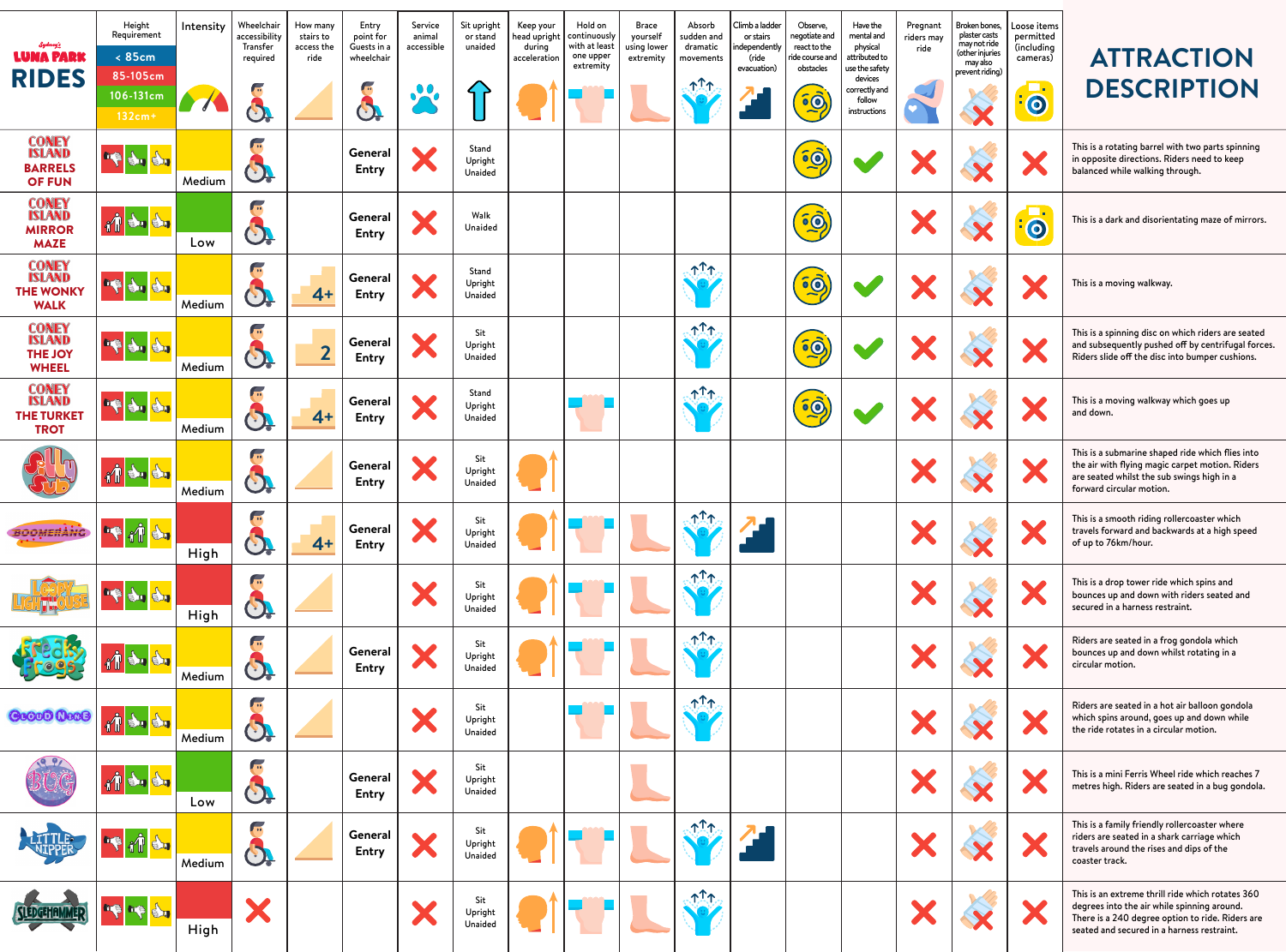# Sydney's LUNA PARK RIDES

| Ride | Height Requirement (< 85cm / 85-105cm / 106-131cm / 132cm+) | Intensity | Wheelchair accessibility Transfer required | How many stairs to access the ride | Entry point for Guests in a wheelchair | Service animal accessible | Sit upright or stand unaided | Keep your head upright during acceleration | Hold on continuously with at least one upper extremity | Brace yourself using lower extremity | Absorb sudden and dramatic movements | Climb a ladder or stairs independently (ride evacuation) | Observe, negotiate and react to the ride course and obstacles | Have the mental and physical attributed to use the safety devices correctly and follow instructions | Pregnant riders may ride | Broken bones, plaster casts may not ride (other injuries may also prevent riding) | Loose items permitted (including cameras) | ATTRACTION DESCRIPTION |
|---|---|---|---|---|---|---|---|---|---|---|---|---|---|---|---|---|---|---|
| CONEY ISLAND BARRELS OF FUN | | Medium | Yes | | General Entry | ✗ | Stand Upright Unaided | | | | | | Yes | ✓ | ✗ | Yes | ✗ | This is a rotating barrel with two parts spinning in opposite directions. Riders need to keep balanced while walking through. |
| CONEY ISLAND MIRROR MAZE | | Low | Yes | | General Entry | ✗ | Walk Unaided | | | | | | Yes | | ✗ | Yes | Yes | This is a dark and disorientating maze of mirrors. |
| CONEY ISLAND THE WONKY WALK | | Medium | Yes | 4+ | General Entry | ✗ | Stand Upright Unaided | | | | Yes | | Yes | ✓ | ✗ | Yes | ✗ | This is a moving walkway. |
| CONEY ISLAND THE JOY WHEEL | | Medium | Yes | 2 | General Entry | ✗ | Sit Upright Unaided | | | | Yes | | Yes | ✓ | ✗ | Yes | ✗ | This is a spinning disc on which riders are seated and subsequently pushed off by centrifugal forces. Riders slide off the disc into bumper cushions. |
| CONEY ISLAND THE TURKEY TROT | | Medium | Yes | 4+ | General Entry | ✗ | Stand Upright Unaided | | Yes | | Yes | | Yes | ✓ | ✗ | Yes | ✗ | This is a moving walkway which goes up and down. |
| Silly Sub | | Medium | Yes | Yes | General Entry | ✗ | Sit Upright Unaided | Yes | | | | | | | ✗ | Yes | ✗ | This is a submarine shaped ride which flies into the air with flying magic carpet motion. Riders are seated whilst the sub swings high in a forward circular motion. |
| BOOMERANG | | High | Yes | 4+ | General Entry | ✗ | Sit Upright Unaided | Yes | Yes | Yes | Yes | Yes | | | ✗ | Yes | ✗ | This is a smooth riding rollercoaster which travels forward and backwards at a high speed of up to 76km/hour. |
| Loopy Lighthouse | | High | Yes | Yes | | ✗ | Sit Upright Unaided | Yes | Yes | Yes | Yes | | | | ✗ | Yes | ✗ | This is a drop tower ride which spins and bounces up and down with riders seated and secured in a harness restraint. |
| Freaky Frogs | | Medium | Yes | Yes | General Entry | ✗ | Sit Upright Unaided | Yes | Yes | Yes | Yes | | | | ✗ | Yes | ✗ | Riders are seated in a frog gondola which bounces up and down whilst rotating in a circular motion. |
| Cloud Nine | | Medium | Yes | Yes | | ✗ | Sit Upright Unaided | | Yes | Yes | Yes | | | | ✗ | Yes | ✗ | Riders are seated in a hot air balloon gondola which spins around, goes up and down while the ride rotates in a circular motion. |
| Bug | | Low | Yes | | General Entry | ✗ | Sit Upright Unaided | | | Yes | | | | | ✗ | Yes | ✗ | This is a mini Ferris Wheel ride which reaches 7 metres high. Riders are seated in a bug gondola. |
| Little Nipper | | Medium | Yes | Yes | General Entry | ✗ | Sit Upright Unaided | Yes | Yes | Yes | Yes | Yes | | | ✗ | Yes | ✗ | This is a family friendly rollercoaster where riders are seated in a shark carriage which travels around the rises and dips of the coaster track. |
| Sledgehammer | | High | ✗ | | | ✗ | Sit Upright Unaided | Yes | Yes | Yes | Yes | | | | ✗ | Yes | ✗ | This is an extreme thrill ride which rotates 360 degrees into the air while spinning around. There is a 240 degree option to ride. Riders are seated and secured in a harness restraint. |